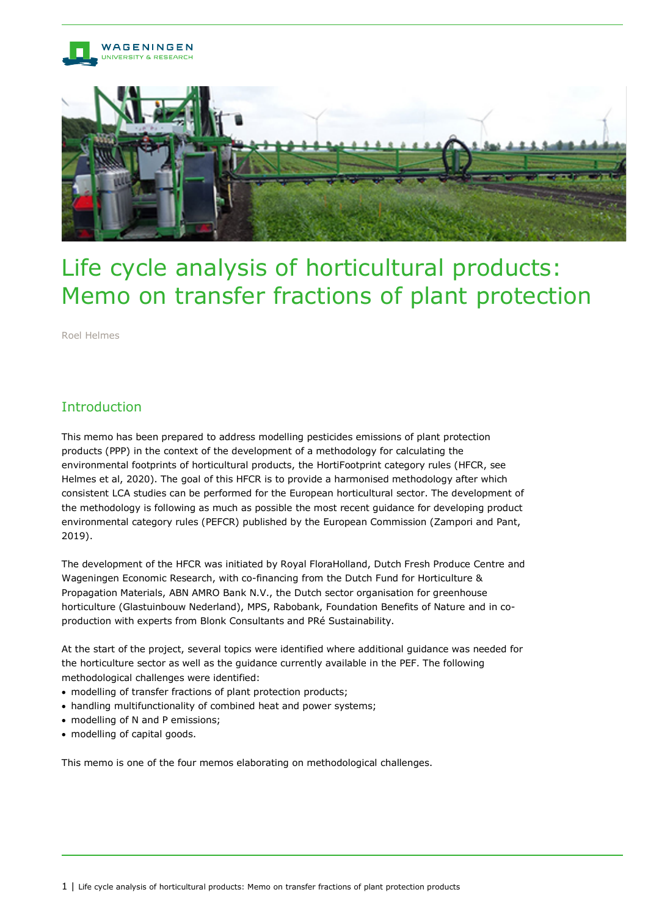# Life cycle analysis of horticultural products: Memo on transfer fractions of plant protection

Roel Helmes

## Introduction

This memo has been prepared to address modelling pesticides emissions of plant protection products (PPP) in the context of the development of a methodology for calculating the environmental footprints of horticultural products, the HortiFootprint category rules (HFCR, see Helmes et al, 2020). The goal of this HFCR is to provide a harmonised methodology after which consistent LCA studies can be performed for the European horticultural sector. The development of the methodology is following as much as possible the most recent guidance for developing product environmental category rules (PEFCR) published by the European Commission (Zampori and Pant, 2019).

The development of the HFCR was initiated by Royal FloraHolland, Dutch Fresh Produce Centre and Wageningen Economic Research, with co-financing from the Dutch Fund for Horticulture & Propagation Materials, ABN AMRO Bank N.V., the Dutch sector organisation for greenhouse horticulture (Glastuinbouw Nederland), MPS, Rabobank, Foundation Benefits of Nature and in co-production with experts from Blonk Consultants and PRé Sustainability.

At the start of the project, several topics were identified where additional guidance was needed for the horticulture sector as well as the guidance currently available in the PEF. The following methodological challenges were identified:

- modelling of transfer fractions of plant protection products;
- handling multifunctionality of combined heat and power systems;
- modelling of N and P emissions;
- modelling of capital goods.

This memo is one of the four memos elaborating on methodological challenges.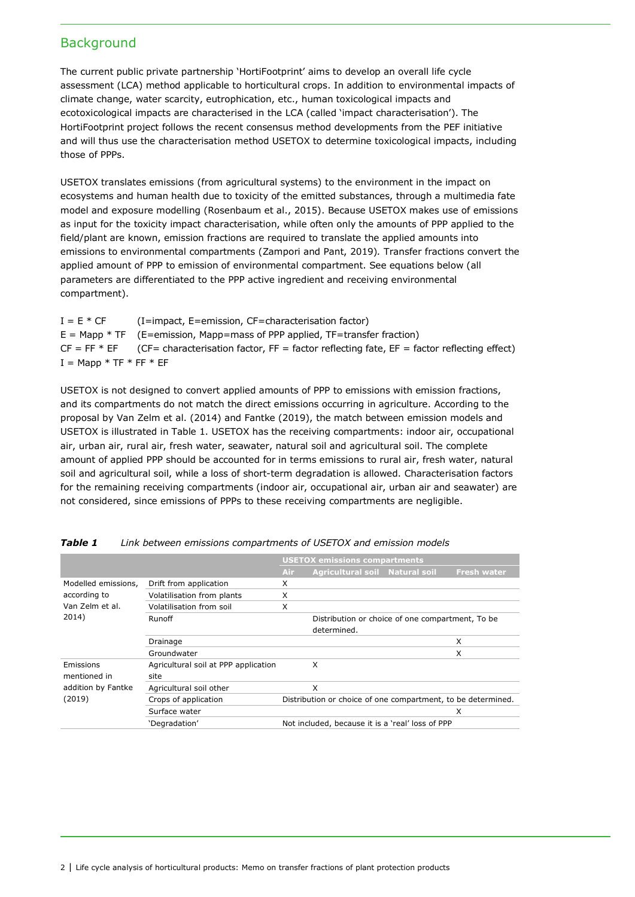## Background

The current public private partnership 'HortiFootprint' aims to develop an overall life cycle assessment (LCA) method applicable to horticultural crops. In addition to environmental impacts of climate change, water scarcity, eutrophication, etc., human toxicological impacts and ecotoxicological impacts are characterised in the LCA (called 'impact characterisation'). The HortiFootprint project follows the recent consensus method developments from the PEF initiative and will thus use the characterisation method USETOX to determine toxicological impacts, including those of PPPs.

USETOX translates emissions (from agricultural systems) to the environment in the impact on ecosystems and human health due to toxicity of the emitted substances, through a multimedia fate model and exposure modelling (Rosenbaum et al., 2015). Because USETOX makes use of emissions as input for the toxicity impact characterisation, while often only the amounts of PPP applied to the field/plant are known, emission fractions are required to translate the applied amounts into emissions to environmental compartments (Zampori and Pant, 2019). Transfer fractions convert the applied amount of PPP to emission of environmental compartment. See equations below (all parameters are differentiated to the PPP active ingredient and receiving environmental compartment).

$I = E * CF$ (I=impact, E=emission, CF=characterisation factor)
$E = Mapp * TF$ (E=emission, Mapp=mass of PPP applied, TF=transfer fraction)
$CF = FF * EF$ (CF= characterisation factor, FF = factor reflecting fate, EF = factor reflecting effect)
$I = Mapp * TF * FF * EF$

USETOX is not designed to convert applied amounts of PPP to emissions with emission fractions, and its compartments do not match the direct emissions occurring in agriculture. According to the proposal by Van Zelm et al. (2014) and Fantke (2019), the match between emission models and USETOX is illustrated in Table 1. USETOX has the receiving compartments: indoor air, occupational air, urban air, rural air, fresh water, seawater, natural soil and agricultural soil. The complete amount of applied PPP should be accounted for in terms emissions to rural air, fresh water, natural soil and agricultural soil, while a loss of short-term degradation is allowed. Characterisation factors for the remaining receiving compartments (indoor air, occupational air, urban air and seawater) are not considered, since emissions of PPPs to these receiving compartments are negligible.

***Table 1*** *Link between emissions compartments of USETOX and emission models*

| | | USETOX emissions compartments | | | |
|---|---|---|---|---|---|
| | | Air | Agricultural soil | Natural soil | Fresh water |
| Modelled emissions, according to Van Zelm et al. 2014) | Drift from application | X | | | |
| | Volatilisation from plants | X | | | |
| | Volatilisation from soil | X | | | |
| | Runoff | | Distribution or choice of one compartment, To be determined. | | |
| | Drainage | | | | X |
| | Groundwater | | | | X |
| Emissions mentioned in addition by Fantke (2019) | Agricultural soil at PPP application site | | X | | |
| | Agricultural soil other | | X | | |
| | Crops of application | Distribution or choice of one compartment, to be determined. | | | |
| | Surface water | | | | X |
| | 'Degradation' | Not included, because it is a 'real' loss of PPP | | | |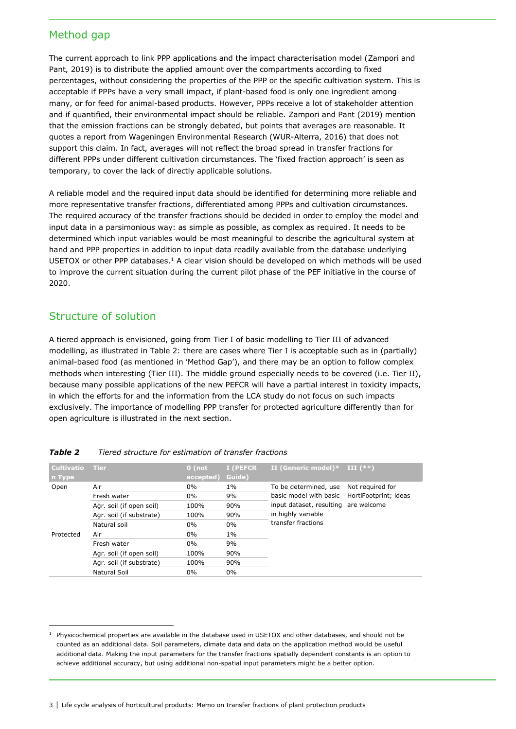## Method gap

The current approach to link PPP applications and the impact characterisation model (Zampori and Pant, 2019) is to distribute the applied amount over the compartments according to fixed percentages, without considering the properties of the PPP or the specific cultivation system. This is acceptable if PPPs have a very small impact, if plant-based food is only one ingredient among many, or for feed for animal-based products. However, PPPs receive a lot of stakeholder attention and if quantified, their environmental impact should be reliable. Zampori and Pant (2019) mention that the emission fractions can be strongly debated, but points that averages are reasonable. It quotes a report from Wageningen Environmental Research (WUR-Alterra, 2016) that does not support this claim. In fact, averages will not reflect the broad spread in transfer fractions for different PPPs under different cultivation circumstances. The 'fixed fraction approach' is seen as temporary, to cover the lack of directly applicable solutions.

A reliable model and the required input data should be identified for determining more reliable and more representative transfer fractions, differentiated among PPPs and cultivation circumstances. The required accuracy of the transfer fractions should be decided in order to employ the model and input data in a parsimonious way: as simple as possible, as complex as required. It needs to be determined which input variables would be most meaningful to describe the agricultural system at hand and PPP properties in addition to input data readily available from the database underlying USETOX or other PPP databases.[1] A clear vision should be developed on which methods will be used to improve the current situation during the current pilot phase of the PEF initiative in the course of 2020.

## Structure of solution

A tiered approach is envisioned, going from Tier I of basic modelling to Tier III of advanced modelling, as illustrated in Table 2: there are cases where Tier I is acceptable such as in (partially) animal-based food (as mentioned in 'Method Gap'), and there may be an option to follow complex methods when interesting (Tier III). The middle ground especially needs to be covered (i.e. Tier II), because many possible applications of the new PEFCR will have a partial interest in toxicity impacts, in which the efforts for and the information from the LCA study do not focus on such impacts exclusively. The importance of modelling PPP transfer for protected agriculture differently than for open agriculture is illustrated in the next section.

***Table 2*** *Tiered structure for estimation of transfer fractions*

| Cultivation Type | Tier | 0 (not accepted) | I (PEFCR Guide) | II (Generic model)* | III (**) |
|---|---|---|---|---|---|
| Open | Air | 0% | 1% | To be determined, use basic model with basic input dataset, resulting in highly variable transfer fractions | Not required for HortiFootprint; ideas are welcome |
| | Fresh water | 0% | 9% | | |
| | Agr. soil (if open soil) | 100% | 90% | | |
| | Agr. soil (if substrate) | 100% | 90% | | |
| | Natural soil | 0% | 0% | | |
| Protected | Air | 0% | 1% | | |
| | Fresh water | 0% | 9% | | |
| | Agr. soil (if open soil) | 100% | 90% | | |
| | Agr. soil (if substrate) | 100% | 90% | | |
| | Natural Soil | 0% | 0% | | |

[1] Physicochemical properties are available in the database used in USETOX and other databases, and should not be counted as an additional data. Soil parameters, climate data and data on the application method would be useful additional data. Making the input parameters for the transfer fractions spatially dependent constants is an option to achieve additional accuracy, but using additional non-spatial input parameters might be a better option.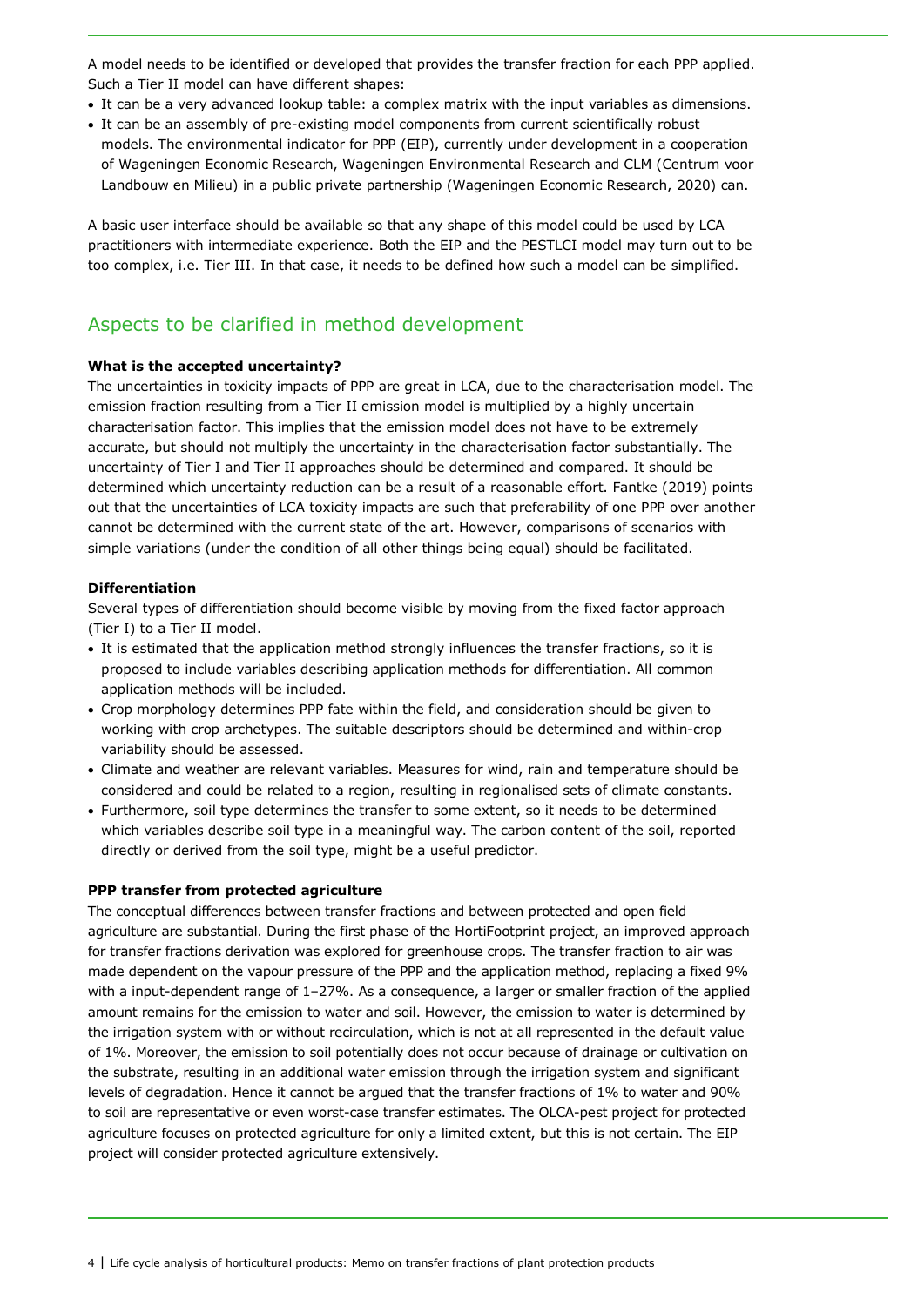A model needs to be identified or developed that provides the transfer fraction for each PPP applied. Such a Tier II model can have different shapes:

- It can be a very advanced lookup table: a complex matrix with the input variables as dimensions.
- It can be an assembly of pre-existing model components from current scientifically robust models. The environmental indicator for PPP (EIP), currently under development in a cooperation of Wageningen Economic Research, Wageningen Environmental Research and CLM (Centrum voor Landbouw en Milieu) in a public private partnership (Wageningen Economic Research, 2020) can.

A basic user interface should be available so that any shape of this model could be used by LCA practitioners with intermediate experience. Both the EIP and the PESTLCI model may turn out to be too complex, i.e. Tier III. In that case, it needs to be defined how such a model can be simplified.

## Aspects to be clarified in method development

**What is the accepted uncertainty?**

The uncertainties in toxicity impacts of PPP are great in LCA, due to the characterisation model. The emission fraction resulting from a Tier II emission model is multiplied by a highly uncertain characterisation factor. This implies that the emission model does not have to be extremely accurate, but should not multiply the uncertainty in the characterisation factor substantially. The uncertainty of Tier I and Tier II approaches should be determined and compared. It should be determined which uncertainty reduction can be a result of a reasonable effort. Fantke (2019) points out that the uncertainties of LCA toxicity impacts are such that preferability of one PPP over another cannot be determined with the current state of the art. However, comparisons of scenarios with simple variations (under the condition of all other things being equal) should be facilitated.

**Differentiation**

Several types of differentiation should become visible by moving from the fixed factor approach (Tier I) to a Tier II model.

- It is estimated that the application method strongly influences the transfer fractions, so it is proposed to include variables describing application methods for differentiation. All common application methods will be included.
- Crop morphology determines PPP fate within the field, and consideration should be given to working with crop archetypes. The suitable descriptors should be determined and within-crop variability should be assessed.
- Climate and weather are relevant variables. Measures for wind, rain and temperature should be considered and could be related to a region, resulting in regionalised sets of climate constants.
- Furthermore, soil type determines the transfer to some extent, so it needs to be determined which variables describe soil type in a meaningful way. The carbon content of the soil, reported directly or derived from the soil type, might be a useful predictor.

**PPP transfer from protected agriculture**

The conceptual differences between transfer fractions and between protected and open field agriculture are substantial. During the first phase of the HortiFootprint project, an improved approach for transfer fractions derivation was explored for greenhouse crops. The transfer fraction to air was made dependent on the vapour pressure of the PPP and the application method, replacing a fixed 9% with a input-dependent range of 1–27%. As a consequence, a larger or smaller fraction of the applied amount remains for the emission to water and soil. However, the emission to water is determined by the irrigation system with or without recirculation, which is not at all represented in the default value of 1%. Moreover, the emission to soil potentially does not occur because of drainage or cultivation on the substrate, resulting in an additional water emission through the irrigation system and significant levels of degradation. Hence it cannot be argued that the transfer fractions of 1% to water and 90% to soil are representative or even worst-case transfer estimates. The OLCA-pest project for protected agriculture focuses on protected agriculture for only a limited extent, but this is not certain. The EIP project will consider protected agriculture extensively.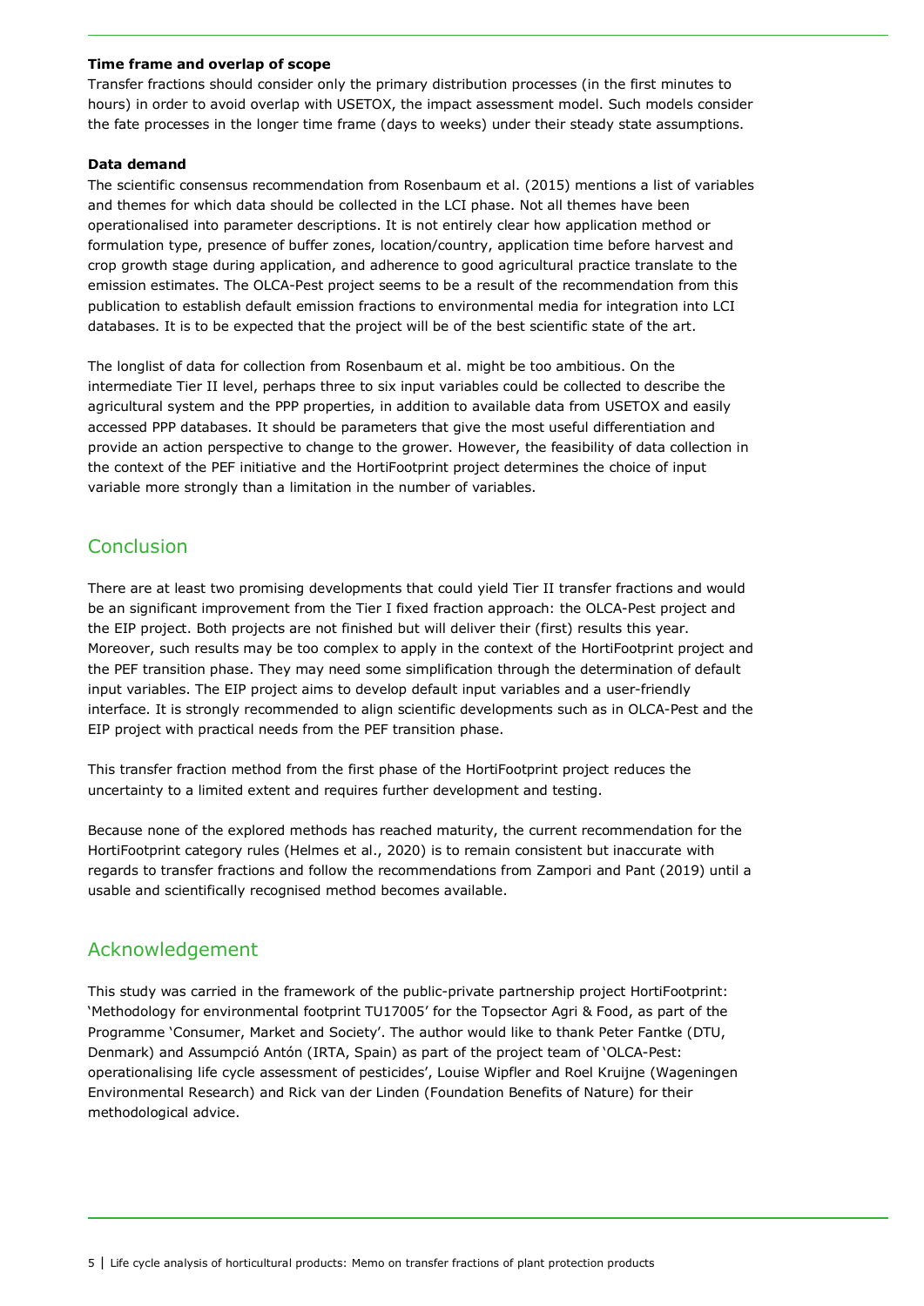**Time frame and overlap of scope**

Transfer fractions should consider only the primary distribution processes (in the first minutes to hours) in order to avoid overlap with USETOX, the impact assessment model. Such models consider the fate processes in the longer time frame (days to weeks) under their steady state assumptions.

**Data demand**

The scientific consensus recommendation from Rosenbaum et al. (2015) mentions a list of variables and themes for which data should be collected in the LCI phase. Not all themes have been operationalised into parameter descriptions. It is not entirely clear how application method or formulation type, presence of buffer zones, location/country, application time before harvest and crop growth stage during application, and adherence to good agricultural practice translate to the emission estimates. The OLCA-Pest project seems to be a result of the recommendation from this publication to establish default emission fractions to environmental media for integration into LCI databases. It is to be expected that the project will be of the best scientific state of the art.

The longlist of data for collection from Rosenbaum et al. might be too ambitious. On the intermediate Tier II level, perhaps three to six input variables could be collected to describe the agricultural system and the PPP properties, in addition to available data from USETOX and easily accessed PPP databases. It should be parameters that give the most useful differentiation and provide an action perspective to change to the grower. However, the feasibility of data collection in the context of the PEF initiative and the HortiFootprint project determines the choice of input variable more strongly than a limitation in the number of variables.

## Conclusion

There are at least two promising developments that could yield Tier II transfer fractions and would be an significant improvement from the Tier I fixed fraction approach: the OLCA-Pest project and the EIP project. Both projects are not finished but will deliver their (first) results this year. Moreover, such results may be too complex to apply in the context of the HortiFootprint project and the PEF transition phase. They may need some simplification through the determination of default input variables. The EIP project aims to develop default input variables and a user-friendly interface. It is strongly recommended to align scientific developments such as in OLCA-Pest and the EIP project with practical needs from the PEF transition phase.

This transfer fraction method from the first phase of the HortiFootprint project reduces the uncertainty to a limited extent and requires further development and testing.

Because none of the explored methods has reached maturity, the current recommendation for the HortiFootprint category rules (Helmes et al., 2020) is to remain consistent but inaccurate with regards to transfer fractions and follow the recommendations from Zampori and Pant (2019) until a usable and scientifically recognised method becomes available.

## Acknowledgement

This study was carried in the framework of the public-private partnership project HortiFootprint: 'Methodology for environmental footprint TU17005' for the Topsector Agri & Food, as part of the Programme 'Consumer, Market and Society'. The author would like to thank Peter Fantke (DTU, Denmark) and Assumpció Antón (IRTA, Spain) as part of the project team of 'OLCA-Pest: operationalising life cycle assessment of pesticides', Louise Wipfler and Roel Kruijne (Wageningen Environmental Research) and Rick van der Linden (Foundation Benefits of Nature) for their methodological advice.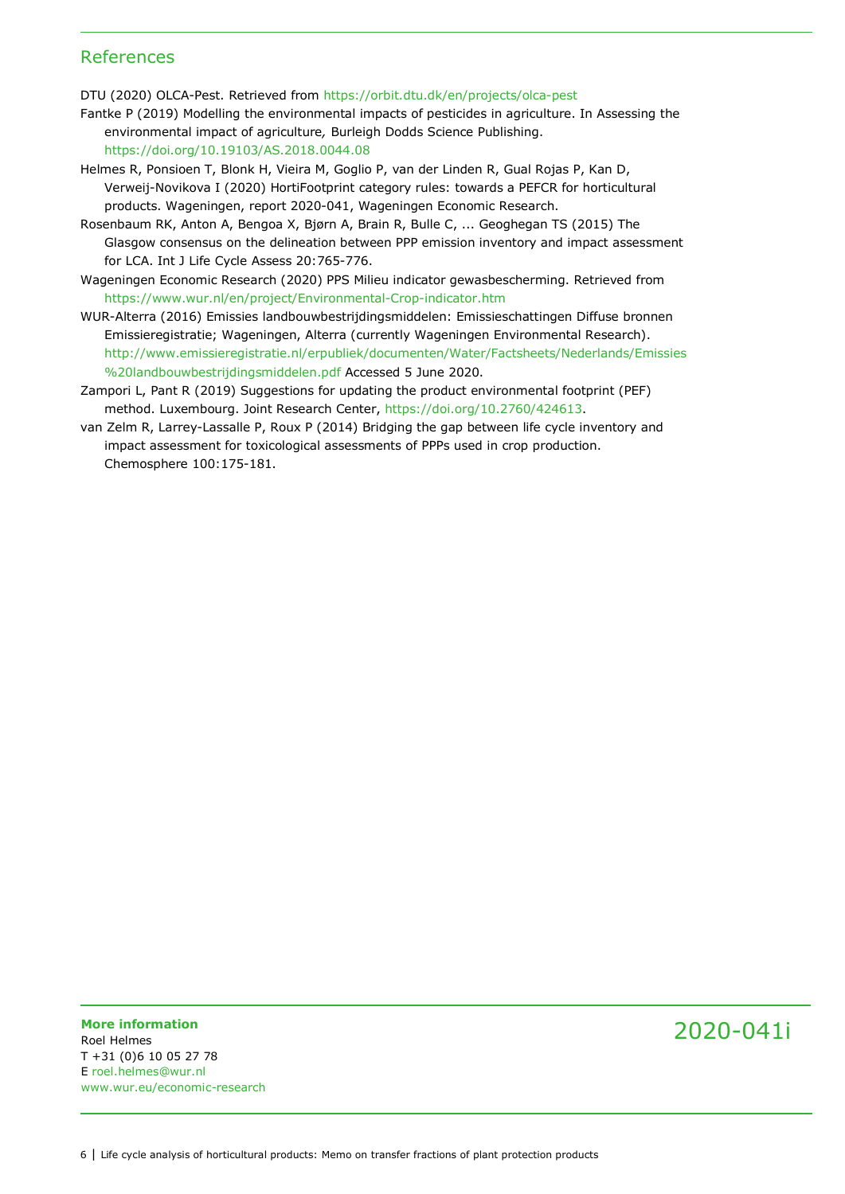## References

DTU (2020) OLCA-Pest. Retrieved from https://orbit.dtu.dk/en/projects/olca-pest

Fantke P (2019) Modelling the environmental impacts of pesticides in agriculture. In Assessing the environmental impact of agriculture*,* Burleigh Dodds Science Publishing. https://doi.org/10.19103/AS.2018.0044.08

Helmes R, Ponsioen T, Blonk H, Vieira M, Goglio P, van der Linden R, Gual Rojas P, Kan D, Verweij-Novikova I (2020) HortiFootprint category rules: towards a PEFCR for horticultural products. Wageningen, report 2020-041, Wageningen Economic Research.

Rosenbaum RK, Anton A, Bengoa X, Bjørn A, Brain R, Bulle C, ... Geoghegan TS (2015) The Glasgow consensus on the delineation between PPP emission inventory and impact assessment for LCA. Int J Life Cycle Assess 20:765-776.

Wageningen Economic Research (2020) PPS Milieu indicator gewasbescherming. Retrieved from https://www.wur.nl/en/project/Environmental-Crop-indicator.htm

WUR-Alterra (2016) Emissies landbouwbestrijdingsmiddelen: Emissieschattingen Diffuse bronnen Emissieregistratie; Wageningen, Alterra (currently Wageningen Environmental Research). http://www.emissieregistratie.nl/erpubliek/documenten/Water/Factsheets/Nederlands/Emissies%20landbouwbestrijdingsmiddelen.pdf Accessed 5 June 2020.

Zampori L, Pant R (2019) Suggestions for updating the product environmental footprint (PEF) method. Luxembourg. Joint Research Center, https://doi.org/10.2760/424613.

van Zelm R, Larrey-Lassalle P, Roux P (2014) Bridging the gap between life cycle inventory and impact assessment for toxicological assessments of PPPs used in crop production. Chemosphere 100:175-181.

**More information**
Roel Helmes
T +31 (0)6 10 05 27 78
E roel.helmes@wur.nl
www.wur.eu/economic-research

2020-041i